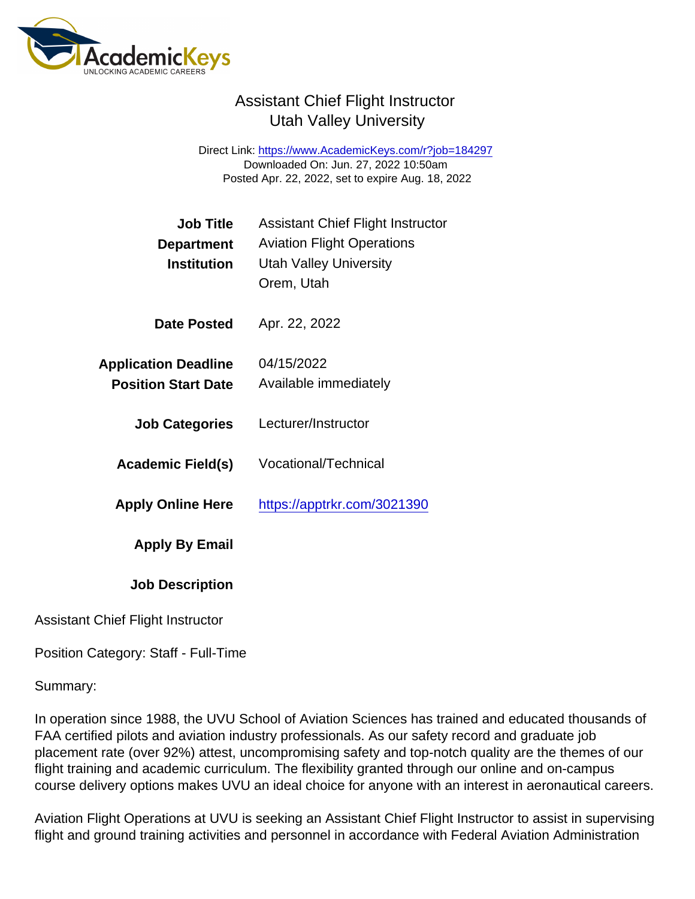# Assistant Chief Flight Instructor
## Utah Valley University

Direct Link: https://www.AcademicKeys.com/r?job=184297
Downloaded On: Jun. 27, 2022 10:50am
Posted Apr. 22, 2022, set to expire Aug. 18, 2022

| | |
|---|---|
| **Job Title** | Assistant Chief Flight Instructor |
| **Department** | Aviation Flight Operations |
| **Institution** | Utah Valley University<br>Orem, Utah |
| **Date Posted** | Apr. 22, 2022 |
| **Application Deadline** | 04/15/2022 |
| **Position Start Date** | Available immediately |
| **Job Categories** | Lecturer/Instructor |
| **Academic Field(s)** | Vocational/Technical |
| **Apply Online Here** | https://apptrkr.com/3021390 |
| **Apply By Email** | |
| **Job Description** | |

Assistant Chief Flight Instructor

Position Category: Staff - Full-Time

Summary:

In operation since 1988, the UVU School of Aviation Sciences has trained and educated thousands of FAA certified pilots and aviation industry professionals. As our safety record and graduate job placement rate (over 92%) attest, uncompromising safety and top-notch quality are the themes of our flight training and academic curriculum. The flexibility granted through our online and on-campus course delivery options makes UVU an ideal choice for anyone with an interest in aeronautical careers.

Aviation Flight Operations at UVU is seeking an Assistant Chief Flight Instructor to assist in supervising flight and ground training activities and personnel in accordance with Federal Aviation Administration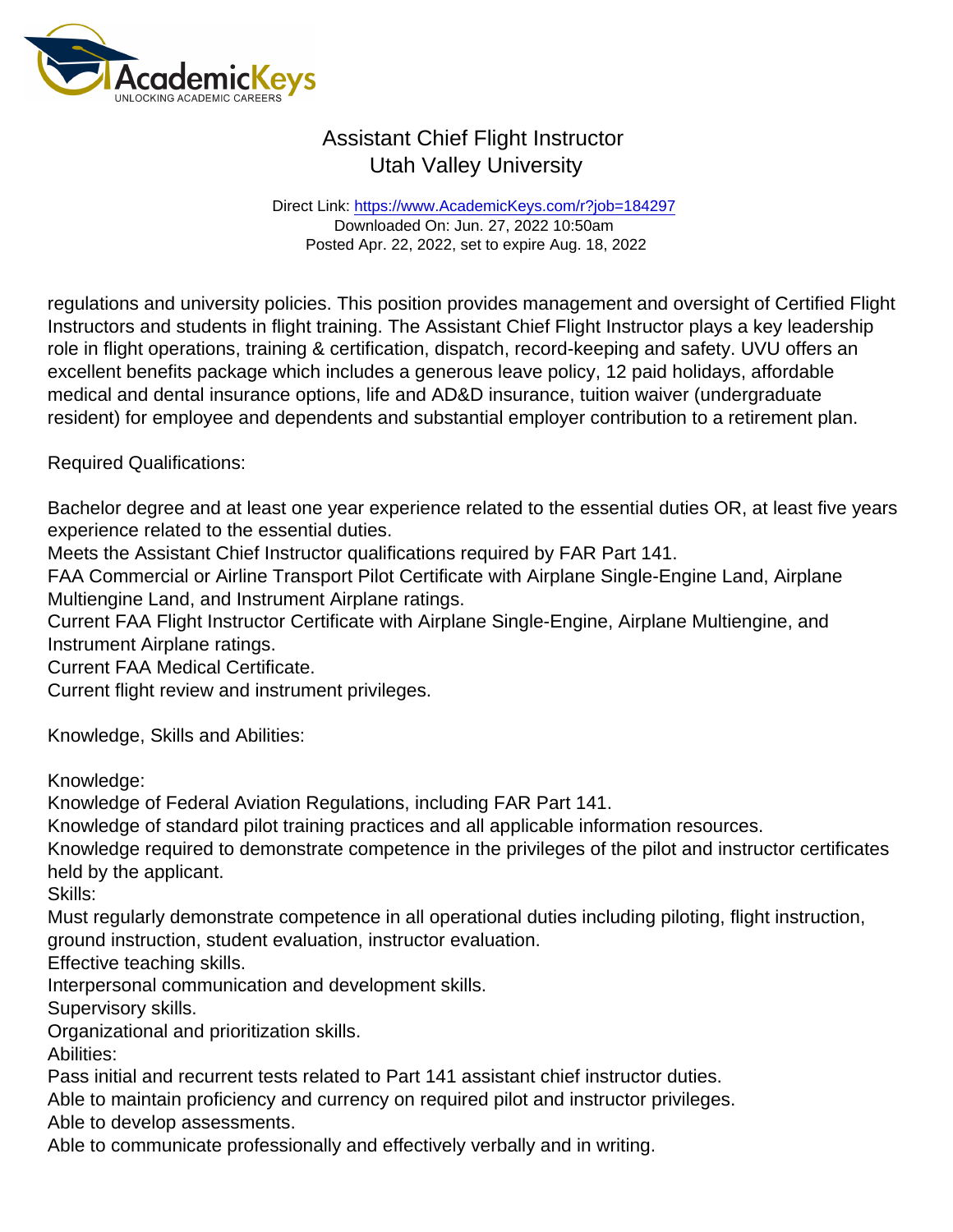regulations and university policies. This position provides management and oversight of Certified Flight Instructors and students in flight training. The Assistant Chief Flight Instructor plays a key leadership role in flight operations, training & certification, dispatch, record-keeping and safety. UVU offers an excellent benefits package which includes a generous leave policy, 12 paid holidays, affordable medical and dental insurance options, life and AD&D insurance, tuition waiver (undergraduate resident) for employee and dependents and substantial employer contribution to a retirement plan.

Required Qualifications:

Bachelor degree and at least one year experience related to the essential duties OR, at least five years experience related to the essential duties.
Meets the Assistant Chief Instructor qualifications required by FAR Part 141.
FAA Commercial or Airline Transport Pilot Certificate with Airplane Single-Engine Land, Airplane Multiengine Land, and Instrument Airplane ratings.
Current FAA Flight Instructor Certificate with Airplane Single-Engine, Airplane Multiengine, and Instrument Airplane ratings.
Current FAA Medical Certificate.
Current flight review and instrument privileges.

Knowledge, Skills and Abilities:

Knowledge:
Knowledge of Federal Aviation Regulations, including FAR Part 141.
Knowledge of standard pilot training practices and all applicable information resources.
Knowledge required to demonstrate competence in the privileges of the pilot and instructor certificates held by the applicant.
Skills:
Must regularly demonstrate competence in all operational duties including piloting, flight instruction, ground instruction, student evaluation, instructor evaluation.
Effective teaching skills.
Interpersonal communication and development skills.
Supervisory skills.
Organizational and prioritization skills.
Abilities:
Pass initial and recurrent tests related to Part 141 assistant chief instructor duties.
Able to maintain proficiency and currency on required pilot and instructor privileges.
Able to develop assessments.
Able to communicate professionally and effectively verbally and in writing.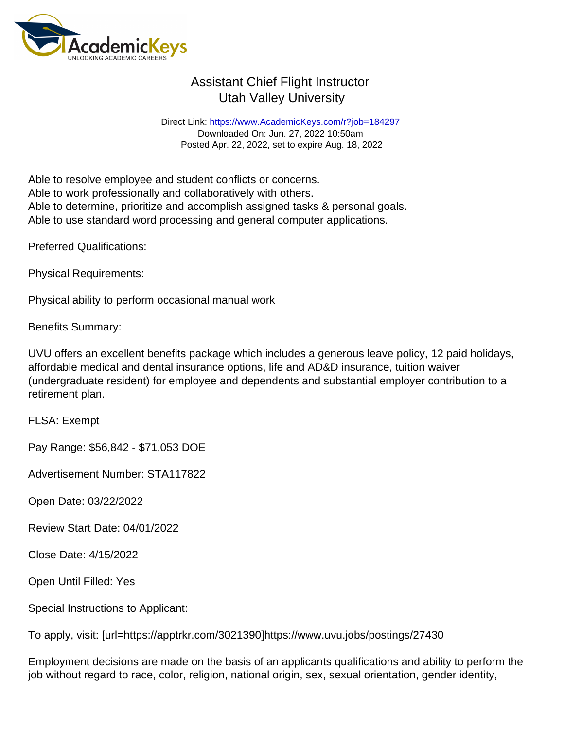Able to resolve employee and student conflicts or concerns.
Able to work professionally and collaboratively with others.
Able to determine, prioritize and accomplish assigned tasks & personal goals.
Able to use standard word processing and general computer applications.

Preferred Qualifications:

Physical Requirements:

Physical ability to perform occasional manual work

Benefits Summary:

UVU offers an excellent benefits package which includes a generous leave policy, 12 paid holidays, affordable medical and dental insurance options, life and AD&D insurance, tuition waiver (undergraduate resident) for employee and dependents and substantial employer contribution to a retirement plan.

FLSA: Exempt

Pay Range: $56,842 - $71,053 DOE

Advertisement Number: STA117822

Open Date: 03/22/2022

Review Start Date: 04/01/2022

Close Date: 4/15/2022

Open Until Filled: Yes

Special Instructions to Applicant:

To apply, visit: [url=https://apptrkr.com/3021390]https://www.uvu.jobs/postings/27430

Employment decisions are made on the basis of an applicants qualifications and ability to perform the job without regard to race, color, religion, national origin, sex, sexual orientation, gender identity,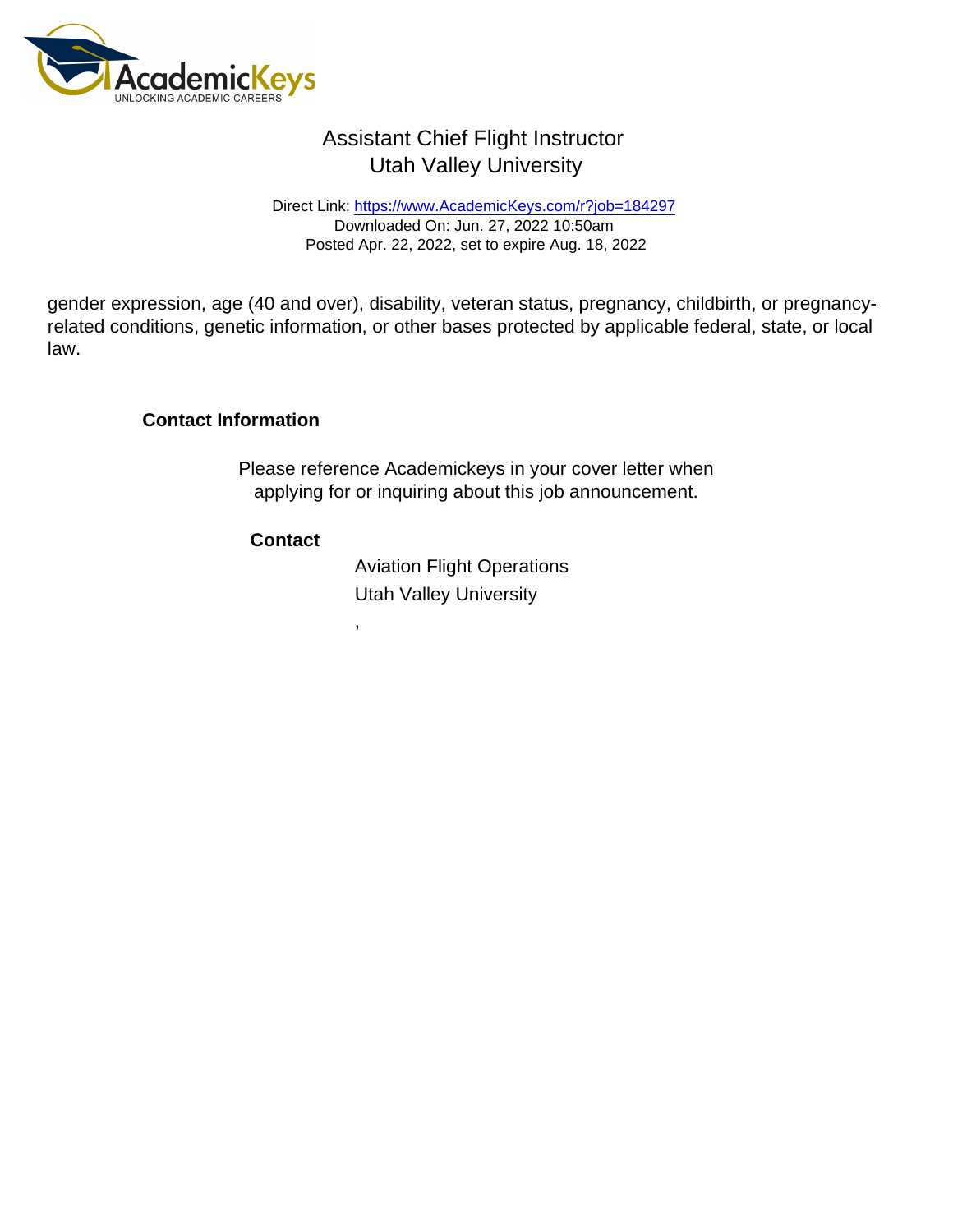gender expression, age (40 and over), disability, veteran status, pregnancy, childbirth, or pregnancy-related conditions, genetic information, or other bases protected by applicable federal, state, or local law.

## Contact Information

Please reference Academickeys in your cover letter when applying for or inquiring about this job announcement.

**Contact**

Aviation Flight Operations
Utah Valley University
,